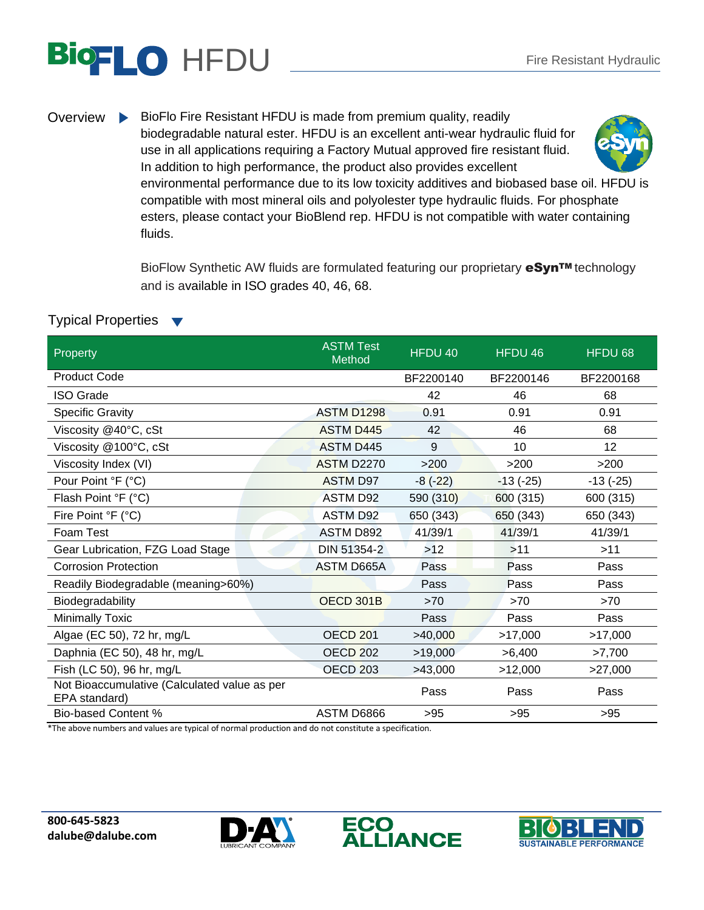# BioFLO HFDU

Fire Resistant Hydraulic

## Overview

BioFlo Fire Resistant HFDU is made from premium quality, readily biodegradable natural ester. HFDU is an excellent anti-wear hydraulic fluid for use in all applications requiring a Factory Mutual approved fire resistant fluid. In addition to high performance, the product also provides excellent environmental performance due to its low toxicity additives and biobased base oil. HFDU is compatible with most mineral oils and polyolester type hydraulic fluids. For phosphate esters, please contact your BioBlend rep. HFDU is not compatible with water containing fluids.

BioFlow Synthetic AW fluids are formulated featuring our proprietary **eSyn™** technology and is available in ISO grades 40, 46, 68.

## Typical Properties

| Property | ASTM Test Method | HFDU 40 | HFDU 46 | HFDU 68 |
|---|---|---|---|---|
| Product Code | | BF2200140 | BF2200146 | BF2200168 |
| ISO Grade | | 42 | 46 | 68 |
| Specific Gravity | ASTM D1298 | 0.91 | 0.91 | 0.91 |
| Viscosity @40°C, cSt | ASTM D445 | 42 | 46 | 68 |
| Viscosity @100°C, cSt | ASTM D445 | 9 | 10 | 12 |
| Viscosity Index (VI) | ASTM D2270 | >200 | >200 | >200 |
| Pour Point °F (°C) | ASTM D97 | -8 (-22) | -13 (-25) | -13 (-25) |
| Flash Point °F (°C) | ASTM D92 | 590 (310) | 600 (315) | 600 (315) |
| Fire Point °F (°C) | ASTM D92 | 650 (343) | 650 (343) | 650 (343) |
| Foam Test | ASTM D892 | 41/39/1 | 41/39/1 | 41/39/1 |
| Gear Lubrication, FZG Load Stage | DIN 51354-2 | >12 | >11 | >11 |
| Corrosion Protection | ASTM D665A | Pass | Pass | Pass |
| Readily Biodegradable (meaning>60%) | | Pass | Pass | Pass |
| Biodegradability | OECD 301B | >70 | >70 | >70 |
| Minimally Toxic | | Pass | Pass | Pass |
| Algae (EC 50), 72 hr, mg/L | OECD 201 | >40,000 | >17,000 | >17,000 |
| Daphnia (EC 50), 48 hr, mg/L | OECD 202 | >19,000 | >6,400 | >7,700 |
| Fish (LC 50), 96 hr, mg/L | OECD 203 | >43,000 | >12,000 | >27,000 |
| Not Bioaccumulative (Calculated value as per EPA standard) | | Pass | Pass | Pass |
| Bio-based Content % | ASTM D6866 | >95 | >95 | >95 |

*The above numbers and values are typical of normal production and do not constitute a specification.

**800-645-5823**
**dalube@dalube.com**

D-A LUBRICANT COMPANY — ECO ALLIANCE — BIOBLEND SUSTAINABLE PERFORMANCE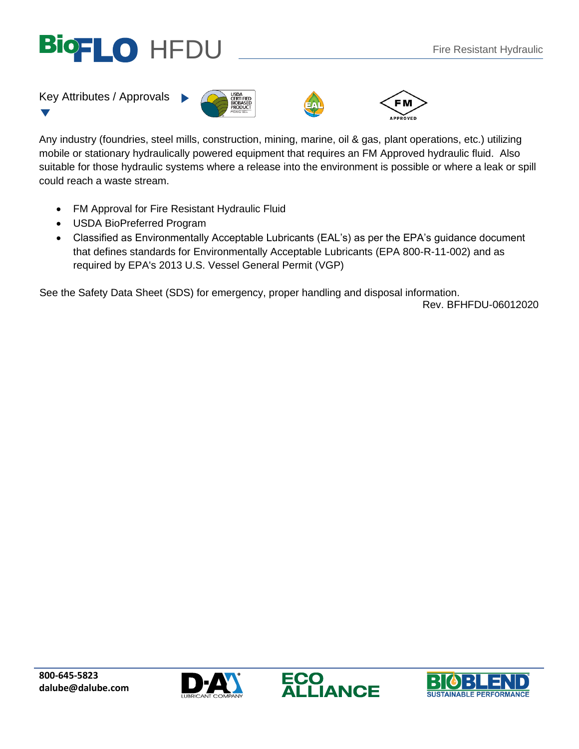# BioFLO HFDU

Fire Resistant Hydraulic

Key Attributes / Approvals

Any industry (foundries, steel mills, construction, mining, marine, oil & gas, plant operations, etc.) utilizing mobile or stationary hydraulically powered equipment that requires an FM Approved hydraulic fluid. Also suitable for those hydraulic systems where a release into the environment is possible or where a leak or spill could reach a waste stream.

- FM Approval for Fire Resistant Hydraulic Fluid
- USDA BioPreferred Program
- Classified as Environmentally Acceptable Lubricants (EAL's) as per the EPA's guidance document that defines standards for Environmentally Acceptable Lubricants (EPA 800-R-11-002) and as required by EPA's 2013 U.S. Vessel General Permit (VGP)

See the Safety Data Sheet (SDS) for emergency, proper handling and disposal information.

Rev. BFHFDU-06012020

**800-645-5823**
**dalube@dalube.com**